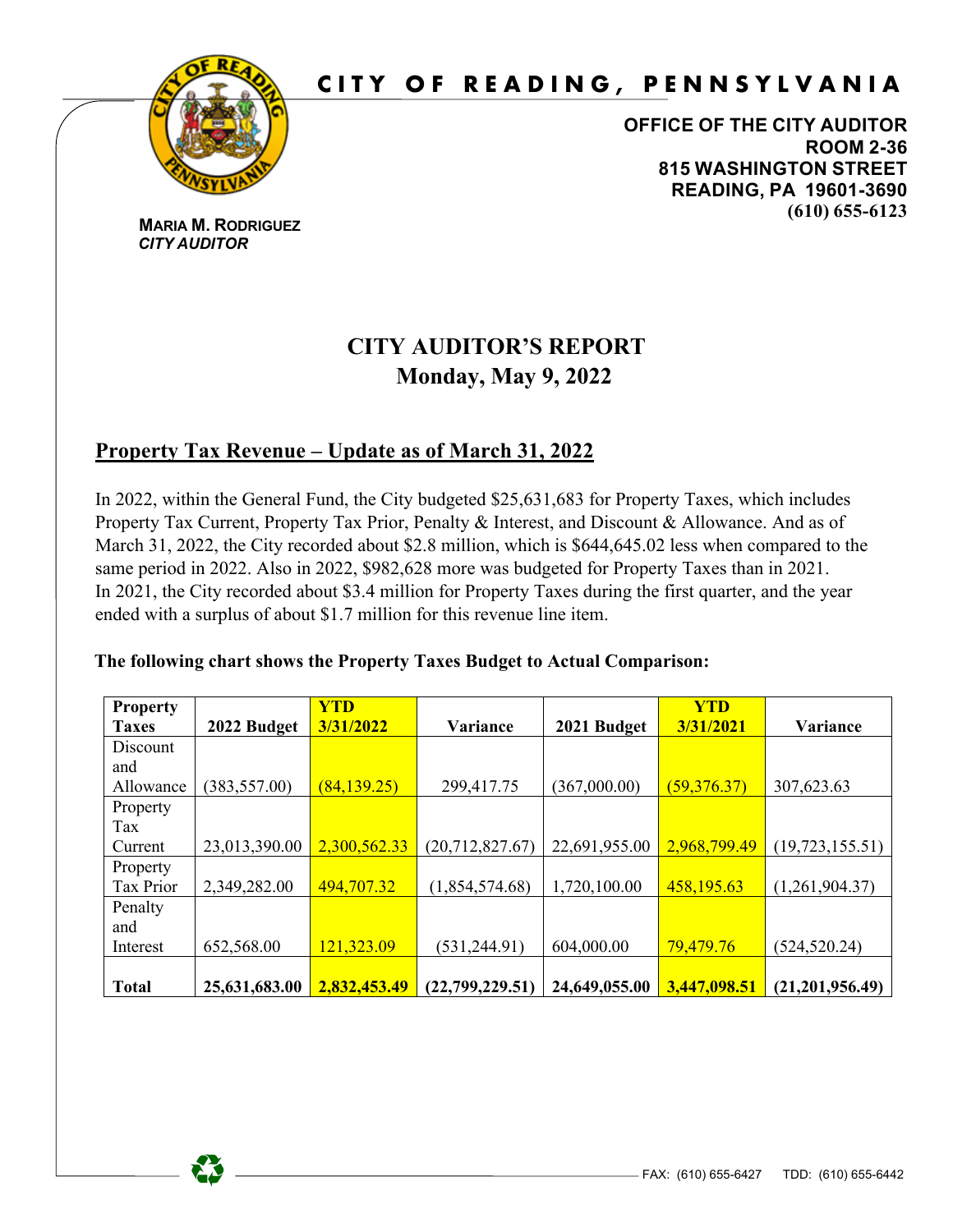# CITY OF READING, PENNSYLVANIA

**OFFICE OF THE CITY AUDITOR**
**ROOM 2-36**
**815 WASHINGTON STREET**
**READING, PA 19601-3690**
**(610) 655-6123**

**MARIA M. RODRIGUEZ**
***CITY AUDITOR***

## CITY AUDITOR'S REPORT
## Monday, May 9, 2022

### Property Tax Revenue – Update as of March 31, 2022

In 2022, within the General Fund, the City budgeted $25,631,683 for Property Taxes, which includes Property Tax Current, Property Tax Prior, Penalty & Interest, and Discount & Allowance. And as of March 31, 2022, the City recorded about $2.8 million, which is $644,645.02 less when compared to the same period in 2022. Also in 2022, $982,628 more was budgeted for Property Taxes than in 2021. In 2021, the City recorded about $3.4 million for Property Taxes during the first quarter, and the year ended with a surplus of about $1.7 million for this revenue line item.

**The following chart shows the Property Taxes Budget to Actual Comparison:**

| Property Taxes | 2022 Budget | YTD 3/31/2022 | Variance | 2021 Budget | YTD 3/31/2021 | Variance |
|---|---|---|---|---|---|---|
| Discount and Allowance | (383,557.00) | (84,139.25) | 299,417.75 | (367,000.00) | (59,376.37) | 307,623.63 |
| Property Tax Current | 23,013,390.00 | 2,300,562.33 | (20,712,827.67) | 22,691,955.00 | 2,968,799.49 | (19,723,155.51) |
| Property Tax Prior | 2,349,282.00 | 494,707.32 | (1,854,574.68) | 1,720,100.00 | 458,195.63 | (1,261,904.37) |
| Penalty and Interest | 652,568.00 | 121,323.09 | (531,244.91) | 604,000.00 | 79,479.76 | (524,520.24) |
| **Total** | **25,631,683.00** | **2,832,453.49** | **(22,799,229.51)** | **24,649,055.00** | **3,447,098.51** | **(21,201,956.49)** |

FAX: (610) 655-6427 TDD: (610) 655-6442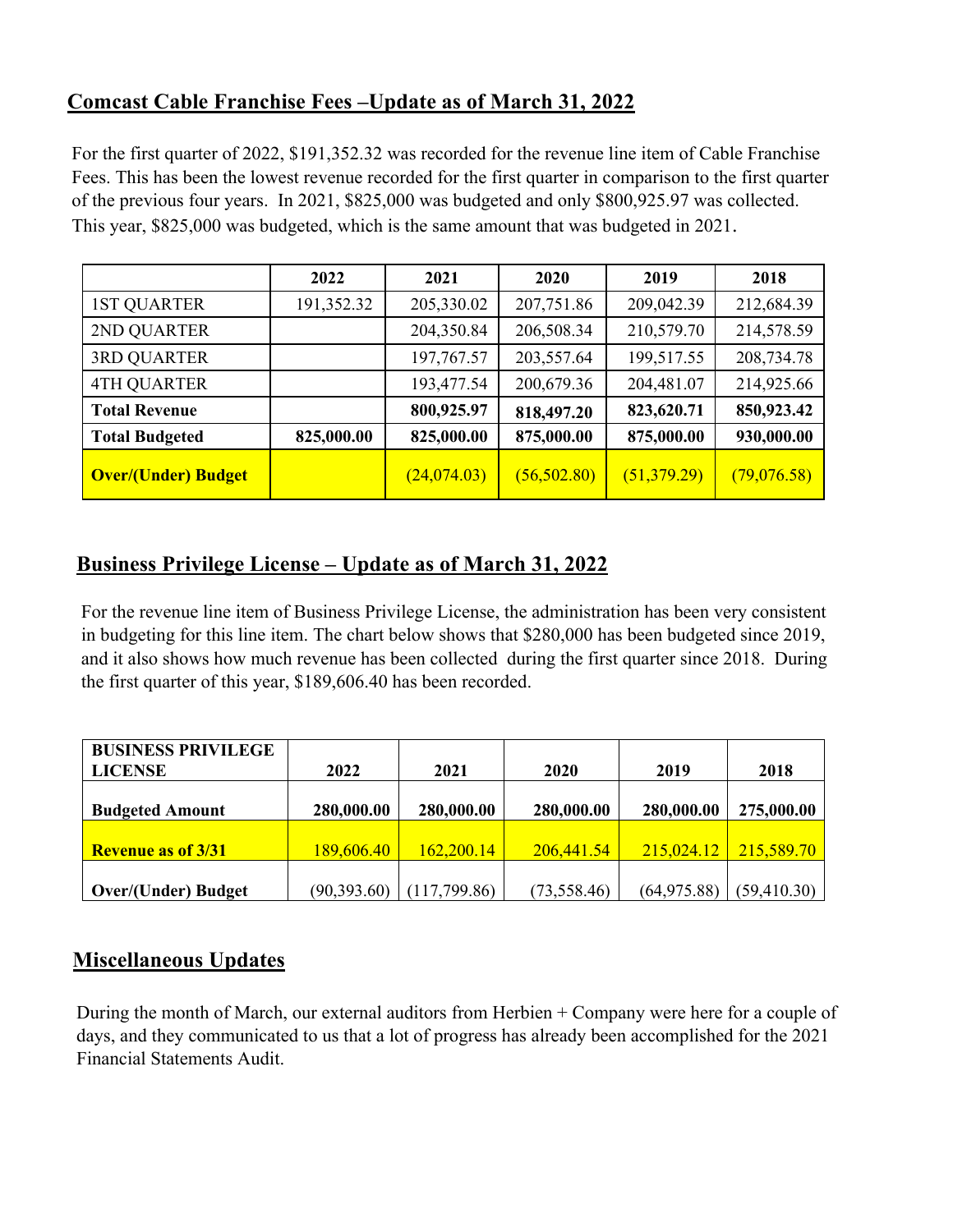## Comcast Cable Franchise Fees –Update as of March 31, 2022

For the first quarter of 2022, $191,352.32 was recorded for the revenue line item of Cable Franchise Fees. This has been the lowest revenue recorded for the first quarter in comparison to the first quarter of the previous four years. In 2021, $825,000 was budgeted and only $800,925.97 was collected. This year, $825,000 was budgeted, which is the same amount that was budgeted in 2021.

| | 2022 | 2021 | 2020 | 2019 | 2018 |
|---|---|---|---|---|---|
| 1ST QUARTER | 191,352.32 | 205,330.02 | 207,751.86 | 209,042.39 | 212,684.39 |
| 2ND QUARTER | | 204,350.84 | 206,508.34 | 210,579.70 | 214,578.59 |
| 3RD QUARTER | | 197,767.57 | 203,557.64 | 199,517.55 | 208,734.78 |
| 4TH QUARTER | | 193,477.54 | 200,679.36 | 204,481.07 | 214,925.66 |
| **Total Revenue** | | **800,925.97** | **818,497.20** | **823,620.71** | **850,923.42** |
| **Total Budgeted** | **825,000.00** | **825,000.00** | **875,000.00** | **875,000.00** | **930,000.00** |
| **Over/(Under) Budget** | | (24,074.03) | (56,502.80) | (51,379.29) | (79,076.58) |

## Business Privilege License – Update as of March 31, 2022

For the revenue line item of Business Privilege License, the administration has been very consistent in budgeting for this line item. The chart below shows that $280,000 has been budgeted since 2019, and it also shows how much revenue has been collected during the first quarter since 2018. During the first quarter of this year, $189,606.40 has been recorded.

| BUSINESS PRIVILEGE LICENSE | 2022 | 2021 | 2020 | 2019 | 2018 |
|---|---|---|---|---|---|
| **Budgeted Amount** | **280,000.00** | **280,000.00** | **280,000.00** | **280,000.00** | **275,000.00** |
| **Revenue as of 3/31** | 189,606.40 | 162,200.14 | 206,441.54 | 215,024.12 | 215,589.70 |
| **Over/(Under) Budget** | (90,393.60) | (117,799.86) | (73,558.46) | (64,975.88) | (59,410.30) |

## Miscellaneous Updates

During the month of March, our external auditors from Herbien + Company were here for a couple of days, and they communicated to us that a lot of progress has already been accomplished for the 2021 Financial Statements Audit.